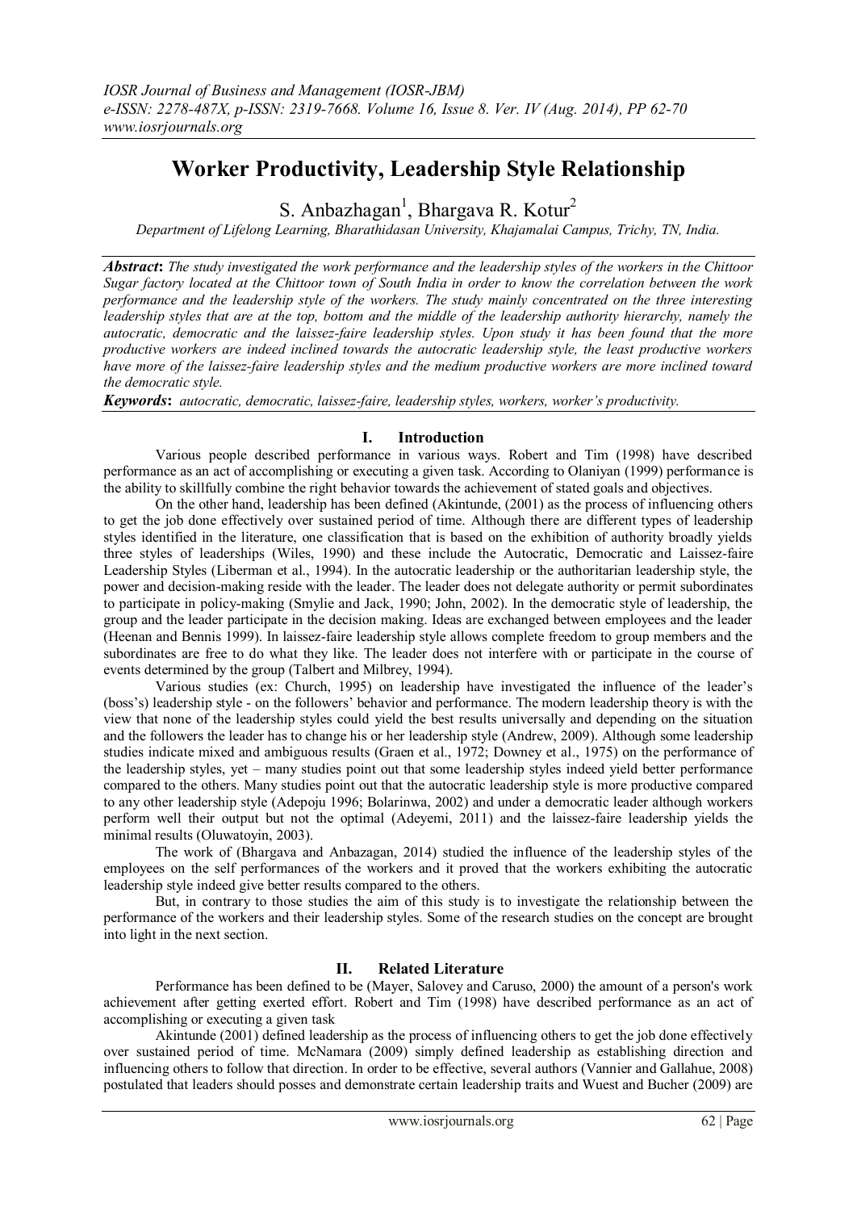# Worker Productivity, Leadership Style Relationship

S. Anbazhagan[1], Bhargava R. Kotur[2]

*Department of Lifelong Learning, Bharathidasan University, Khajamalai Campus, Trichy, TN, India.*

***Abstract*:** *The study investigated the work performance and the leadership styles of the workers in the Chittoor Sugar factory located at the Chittoor town of South India in order to know the correlation between the work performance and the leadership style of the workers. The study mainly concentrated on the three interesting leadership styles that are at the top, bottom and the middle of the leadership authority hierarchy, namely the autocratic, democratic and the laissez-faire leadership styles. Upon study it has been found that the more productive workers are indeed inclined towards the autocratic leadership style, the least productive workers have more of the laissez-faire leadership styles and the medium productive workers are more inclined toward the democratic style.*

***Keywords*:** *autocratic, democratic, laissez-faire, leadership styles, workers, worker's productivity.*

## I. Introduction

Various people described performance in various ways. Robert and Tim (1998) have described performance as an act of accomplishing or executing a given task. According to Olaniyan (1999) performance is the ability to skillfully combine the right behavior towards the achievement of stated goals and objectives.

On the other hand, leadership has been defined (Akintunde, (2001) as the process of influencing others to get the job done effectively over sustained period of time. Although there are different types of leadership styles identified in the literature, one classification that is based on the exhibition of authority broadly yields three styles of leaderships (Wiles, 1990) and these include the Autocratic, Democratic and Laissez-faire Leadership Styles (Liberman et al., 1994). In the autocratic leadership or the authoritarian leadership style, the power and decision-making reside with the leader. The leader does not delegate authority or permit subordinates to participate in policy-making (Smylie and Jack, 1990; John, 2002). In the democratic style of leadership, the group and the leader participate in the decision making. Ideas are exchanged between employees and the leader (Heenan and Bennis 1999). In laissez-faire leadership style allows complete freedom to group members and the subordinates are free to do what they like. The leader does not interfere with or participate in the course of events determined by the group (Talbert and Milbrey, 1994).

Various studies (ex: Church, 1995) on leadership have investigated the influence of the leader's (boss's) leadership style - on the followers' behavior and performance. The modern leadership theory is with the view that none of the leadership styles could yield the best results universally and depending on the situation and the followers the leader has to change his or her leadership style (Andrew, 2009). Although some leadership studies indicate mixed and ambiguous results (Graen et al., 1972; Downey et al., 1975) on the performance of the leadership styles, yet – many studies point out that some leadership styles indeed yield better performance compared to the others. Many studies point out that the autocratic leadership style is more productive compared to any other leadership style (Adepoju 1996; Bolarinwa, 2002) and under a democratic leader although workers perform well their output but not the optimal (Adeyemi, 2011) and the laissez-faire leadership yields the minimal results (Oluwatoyin, 2003).

The work of (Bhargava and Anbazagan, 2014) studied the influence of the leadership styles of the employees on the self performances of the workers and it proved that the workers exhibiting the autocratic leadership style indeed give better results compared to the others.

But, in contrary to those studies the aim of this study is to investigate the relationship between the performance of the workers and their leadership styles. Some of the research studies on the concept are brought into light in the next section.

## II. Related Literature

Performance has been defined to be (Mayer, Salovey and Caruso, 2000) the amount of a person's work achievement after getting exerted effort. Robert and Tim (1998) have described performance as an act of accomplishing or executing a given task

Akintunde (2001) defined leadership as the process of influencing others to get the job done effectively over sustained period of time. McNamara (2009) simply defined leadership as establishing direction and influencing others to follow that direction. In order to be effective, several authors (Vannier and Gallahue, 2008) postulated that leaders should posses and demonstrate certain leadership traits and Wuest and Bucher (2009) are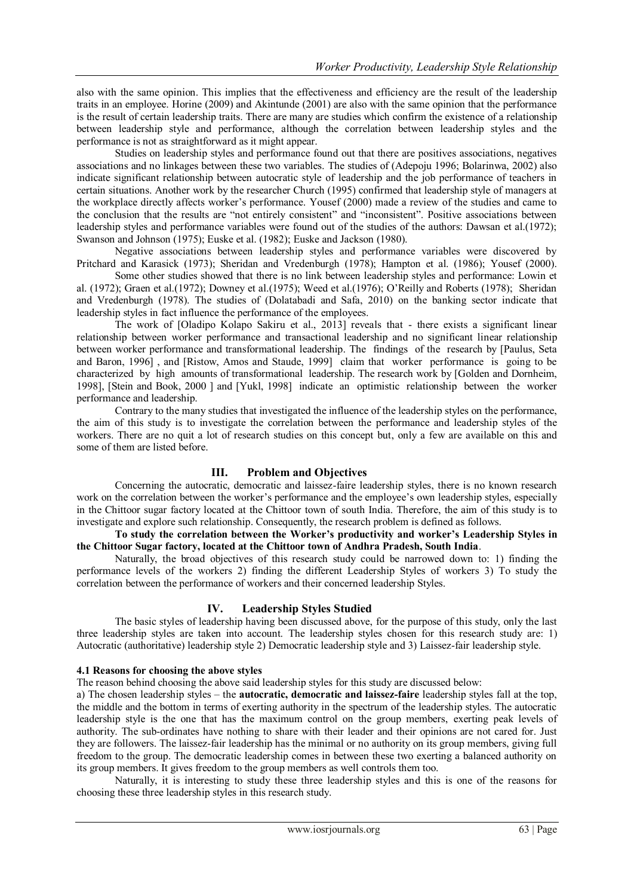also with the same opinion. This implies that the effectiveness and efficiency are the result of the leadership traits in an employee. Horine (2009) and Akintunde (2001) are also with the same opinion that the performance is the result of certain leadership traits. There are many are studies which confirm the existence of a relationship between leadership style and performance, although the correlation between leadership styles and the performance is not as straightforward as it might appear.

Studies on leadership styles and performance found out that there are positives associations, negatives associations and no linkages between these two variables. The studies of (Adepoju 1996; Bolarinwa, 2002) also indicate significant relationship between autocratic style of leadership and the job performance of teachers in certain situations. Another work by the researcher Church (1995) confirmed that leadership style of managers at the workplace directly affects worker's performance. Yousef (2000) made a review of the studies and came to the conclusion that the results are "not entirely consistent" and "inconsistent". Positive associations between leadership styles and performance variables were found out of the studies of the authors: Dawsan et al.(1972); Swanson and Johnson (1975); Euske et al. (1982); Euske and Jackson (1980).

Negative associations between leadership styles and performance variables were discovered by Pritchard and Karasick (1973); Sheridan and Vredenburgh (1978); Hampton et al. (1986); Yousef (2000).

Some other studies showed that there is no link between leadership styles and performance: Lowin et al. (1972); Graen et al.(1972); Downey et al.(1975); Weed et al.(1976); O'Reilly and Roberts (1978); Sheridan and Vredenburgh (1978). The studies of (Dolatabadi and Safa, 2010) on the banking sector indicate that leadership styles in fact influence the performance of the employees.

The work of [Oladipo Kolapo Sakiru et al., 2013] reveals that - there exists a significant linear relationship between worker performance and transactional leadership and no significant linear relationship between worker performance and transformational leadership. The findings of the research by [Paulus, Seta and Baron, 1996] , and [Ristow, Amos and Staude, 1999] claim that worker performance is going to be characterized by high amounts of transformational leadership. The research work by [Golden and Dornheim, 1998], [Stein and Book, 2000 ] and [Yukl, 1998] indicate an optimistic relationship between the worker performance and leadership.

Contrary to the many studies that investigated the influence of the leadership styles on the performance, the aim of this study is to investigate the correlation between the performance and leadership styles of the workers. There are no quit a lot of research studies on this concept but, only a few are available on this and some of them are listed before.

## III. Problem and Objectives

Concerning the autocratic, democratic and laissez-faire leadership styles, there is no known research work on the correlation between the worker's performance and the employee's own leadership styles, especially in the Chittoor sugar factory located at the Chittoor town of south India. Therefore, the aim of this study is to investigate and explore such relationship. Consequently, the research problem is defined as follows.

**To study the correlation between the Worker's productivity and worker's Leadership Styles in the Chittoor Sugar factory, located at the Chittoor town of Andhra Pradesh, South India**.

Naturally, the broad objectives of this research study could be narrowed down to: 1) finding the performance levels of the workers 2) finding the different Leadership Styles of workers 3) To study the correlation between the performance of workers and their concerned leadership Styles.

## IV. Leadership Styles Studied

The basic styles of leadership having been discussed above, for the purpose of this study, only the last three leadership styles are taken into account. The leadership styles chosen for this research study are: 1) Autocratic (authoritative) leadership style 2) Democratic leadership style and 3) Laissez-fair leadership style.

### 4.1 Reasons for choosing the above styles

The reason behind choosing the above said leadership styles for this study are discussed below:

a) The chosen leadership styles – the **autocratic, democratic and laissez-faire** leadership styles fall at the top, the middle and the bottom in terms of exerting authority in the spectrum of the leadership styles. The autocratic leadership style is the one that has the maximum control on the group members, exerting peak levels of authority. The sub-ordinates have nothing to share with their leader and their opinions are not cared for. Just they are followers. The laissez-fair leadership has the minimal or no authority on its group members, giving full freedom to the group. The democratic leadership comes in between these two exerting a balanced authority on its group members. It gives freedom to the group members as well controls them too.

Naturally, it is interesting to study these three leadership styles and this is one of the reasons for choosing these three leadership styles in this research study.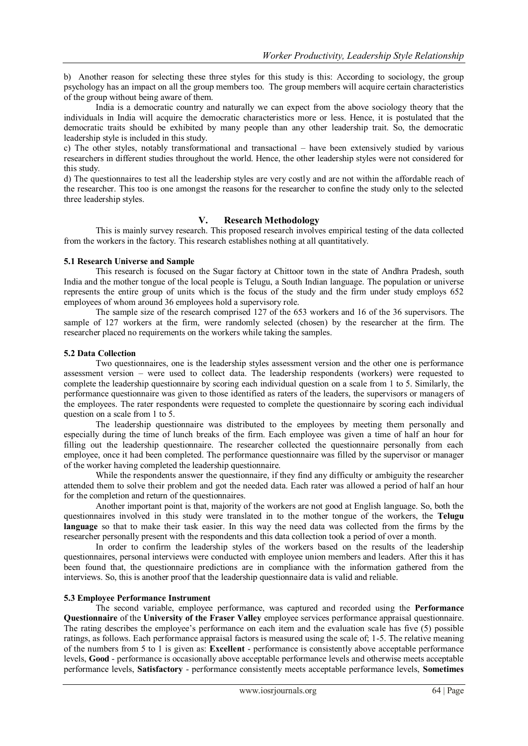b) Another reason for selecting these three styles for this study is this: According to sociology, the group psychology has an impact on all the group members too. The group members will acquire certain characteristics of the group without being aware of them.

India is a democratic country and naturally we can expect from the above sociology theory that the individuals in India will acquire the democratic characteristics more or less. Hence, it is postulated that the democratic traits should be exhibited by many people than any other leadership trait. So, the democratic leadership style is included in this study.

c) The other styles, notably transformational and transactional – have been extensively studied by various researchers in different studies throughout the world. Hence, the other leadership styles were not considered for this study.

d) The questionnaires to test all the leadership styles are very costly and are not within the affordable reach of the researcher. This too is one amongst the reasons for the researcher to confine the study only to the selected three leadership styles.

## V. Research Methodology

This is mainly survey research. This proposed research involves empirical testing of the data collected from the workers in the factory. This research establishes nothing at all quantitatively.

### 5.1 Research Universe and Sample

This research is focused on the Sugar factory at Chittoor town in the state of Andhra Pradesh, south India and the mother tongue of the local people is Telugu, a South Indian language. The population or universe represents the entire group of units which is the focus of the study and the firm under study employs 652 employees of whom around 36 employees hold a supervisory role.

The sample size of the research comprised 127 of the 653 workers and 16 of the 36 supervisors. The sample of 127 workers at the firm, were randomly selected (chosen) by the researcher at the firm. The researcher placed no requirements on the workers while taking the samples.

### 5.2 Data Collection

Two questionnaires, one is the leadership styles assessment version and the other one is performance assessment version – were used to collect data. The leadership respondents (workers) were requested to complete the leadership questionnaire by scoring each individual question on a scale from 1 to 5. Similarly, the performance questionnaire was given to those identified as raters of the leaders, the supervisors or managers of the employees. The rater respondents were requested to complete the questionnaire by scoring each individual question on a scale from 1 to 5.

The leadership questionnaire was distributed to the employees by meeting them personally and especially during the time of lunch breaks of the firm. Each employee was given a time of half an hour for filling out the leadership questionnaire. The researcher collected the questionnaire personally from each employee, once it had been completed. The performance questionnaire was filled by the supervisor or manager of the worker having completed the leadership questionnaire.

While the respondents answer the questionnaire, if they find any difficulty or ambiguity the researcher attended them to solve their problem and got the needed data. Each rater was allowed a period of half an hour for the completion and return of the questionnaires.

Another important point is that, majority of the workers are not good at English language. So, both the questionnaires involved in this study were translated in to the mother tongue of the workers, the **Telugu language** so that to make their task easier. In this way the need data was collected from the firms by the researcher personally present with the respondents and this data collection took a period of over a month.

In order to confirm the leadership styles of the workers based on the results of the leadership questionnaires, personal interviews were conducted with employee union members and leaders. After this it has been found that, the questionnaire predictions are in compliance with the information gathered from the interviews. So, this is another proof that the leadership questionnaire data is valid and reliable.

### 5.3 Employee Performance Instrument

The second variable, employee performance, was captured and recorded using the **Performance Questionnaire** of the **University of the Fraser Valley** employee services performance appraisal questionnaire. The rating describes the employee's performance on each item and the evaluation scale has five (5) possible ratings, as follows. Each performance appraisal factors is measured using the scale of; 1-5. The relative meaning of the numbers from 5 to 1 is given as: **Excellent** - performance is consistently above acceptable performance levels, **Good** - performance is occasionally above acceptable performance levels and otherwise meets acceptable performance levels, **Satisfactory** - performance consistently meets acceptable performance levels, **Sometimes**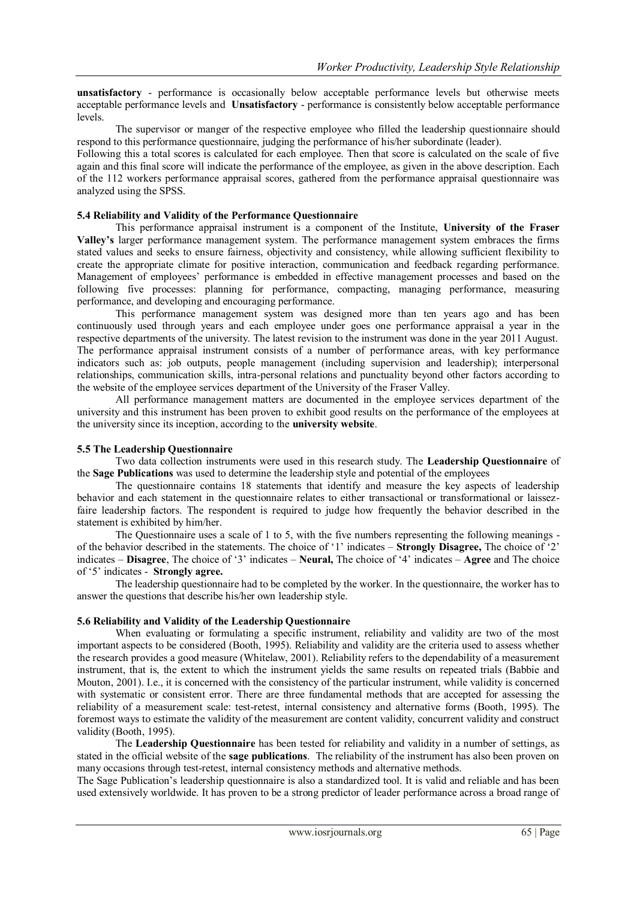**unsatisfactory** - performance is occasionally below acceptable performance levels but otherwise meets acceptable performance levels and **Unsatisfactory** - performance is consistently below acceptable performance levels.

The supervisor or manger of the respective employee who filled the leadership questionnaire should respond to this performance questionnaire, judging the performance of his/her subordinate (leader).

Following this a total scores is calculated for each employee. Then that score is calculated on the scale of five again and this final score will indicate the performance of the employee, as given in the above description. Each of the 112 workers performance appraisal scores, gathered from the performance appraisal questionnaire was analyzed using the SPSS.

### 5.4 Reliability and Validity of the Performance Questionnaire

This performance appraisal instrument is a component of the Institute, **University of the Fraser Valley's** larger performance management system. The performance management system embraces the firms stated values and seeks to ensure fairness, objectivity and consistency, while allowing sufficient flexibility to create the appropriate climate for positive interaction, communication and feedback regarding performance. Management of employees' performance is embedded in effective management processes and based on the following five processes: planning for performance, compacting, managing performance, measuring performance, and developing and encouraging performance.

This performance management system was designed more than ten years ago and has been continuously used through years and each employee under goes one performance appraisal a year in the respective departments of the university. The latest revision to the instrument was done in the year 2011 August. The performance appraisal instrument consists of a number of performance areas, with key performance indicators such as: job outputs, people management (including supervision and leadership); interpersonal relationships, communication skills, intra-personal relations and punctuality beyond other factors according to the website of the employee services department of the University of the Fraser Valley.

All performance management matters are documented in the employee services department of the university and this instrument has been proven to exhibit good results on the performance of the employees at the university since its inception, according to the **university website**.

### 5.5 The Leadership Questionnaire

Two data collection instruments were used in this research study. The **Leadership Questionnaire** of the **Sage Publications** was used to determine the leadership style and potential of the employees

The questionnaire contains 18 statements that identify and measure the key aspects of leadership behavior and each statement in the questionnaire relates to either transactional or transformational or laissez-faire leadership factors. The respondent is required to judge how frequently the behavior described in the statement is exhibited by him/her.

The Questionnaire uses a scale of 1 to 5, with the five numbers representing the following meanings - of the behavior described in the statements. The choice of '1' indicates – **Strongly Disagree,** The choice of '2' indicates – **Disagree**, The choice of '3' indicates – **Neural,** The choice of '4' indicates – **Agree** and The choice of '5' indicates - **Strongly agree.**

The leadership questionnaire had to be completed by the worker. In the questionnaire, the worker has to answer the questions that describe his/her own leadership style.

### 5.6 Reliability and Validity of the Leadership Questionnaire

When evaluating or formulating a specific instrument, reliability and validity are two of the most important aspects to be considered (Booth, 1995). Reliability and validity are the criteria used to assess whether the research provides a good measure (Whitelaw, 2001). Reliability refers to the dependability of a measurement instrument, that is, the extent to which the instrument yields the same results on repeated trials (Babbie and Mouton, 2001). I.e., it is concerned with the consistency of the particular instrument, while validity is concerned with systematic or consistent error. There are three fundamental methods that are accepted for assessing the reliability of a measurement scale: test-retest, internal consistency and alternative forms (Booth, 1995). The foremost ways to estimate the validity of the measurement are content validity, concurrent validity and construct validity (Booth, 1995).

The **Leadership Questionnaire** has been tested for reliability and validity in a number of settings, as stated in the official website of the **sage publications**. The reliability of the instrument has also been proven on many occasions through test-retest, internal consistency methods and alternative methods.

The Sage Publication's leadership questionnaire is also a standardized tool. It is valid and reliable and has been used extensively worldwide. It has proven to be a strong predictor of leader performance across a broad range of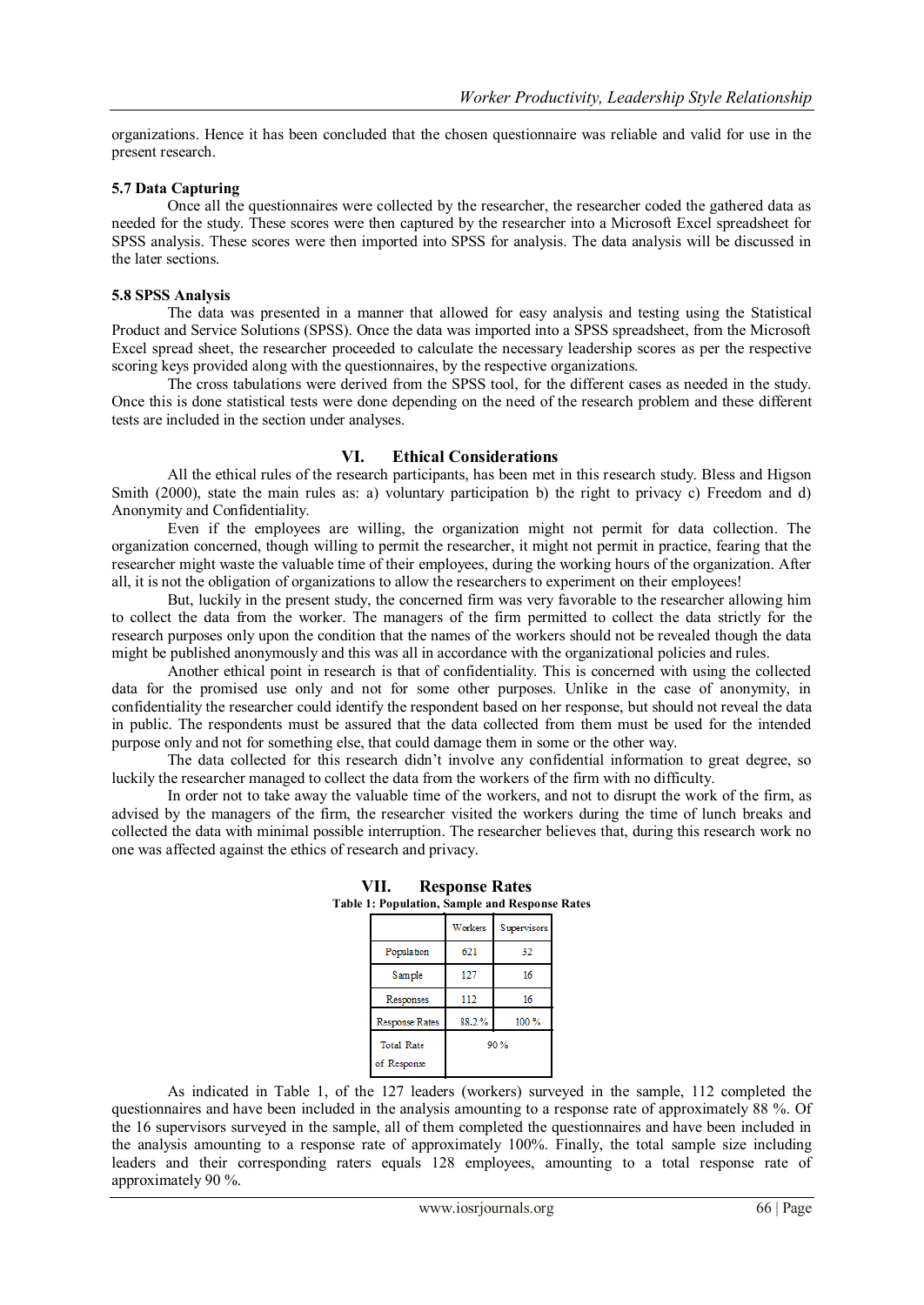organizations. Hence it has been concluded that the chosen questionnaire was reliable and valid for use in the present research.

### 5.7 Data Capturing

Once all the questionnaires were collected by the researcher, the researcher coded the gathered data as needed for the study. These scores were then captured by the researcher into a Microsoft Excel spreadsheet for SPSS analysis. These scores were then imported into SPSS for analysis. The data analysis will be discussed in the later sections.

### 5.8 SPSS Analysis

The data was presented in a manner that allowed for easy analysis and testing using the Statistical Product and Service Solutions (SPSS). Once the data was imported into a SPSS spreadsheet, from the Microsoft Excel spread sheet, the researcher proceeded to calculate the necessary leadership scores as per the respective scoring keys provided along with the questionnaires, by the respective organizations.

The cross tabulations were derived from the SPSS tool, for the different cases as needed in the study. Once this is done statistical tests were done depending on the need of the research problem and these different tests are included in the section under analyses.

## VI. Ethical Considerations

All the ethical rules of the research participants, has been met in this research study. Bless and Higson Smith (2000), state the main rules as: a) voluntary participation b) the right to privacy c) Freedom and d) Anonymity and Confidentiality.

Even if the employees are willing, the organization might not permit for data collection. The organization concerned, though willing to permit the researcher, it might not permit in practice, fearing that the researcher might waste the valuable time of their employees, during the working hours of the organization. After all, it is not the obligation of organizations to allow the researchers to experiment on their employees!

But, luckily in the present study, the concerned firm was very favorable to the researcher allowing him to collect the data from the worker. The managers of the firm permitted to collect the data strictly for the research purposes only upon the condition that the names of the workers should not be revealed though the data might be published anonymously and this was all in accordance with the organizational policies and rules.

Another ethical point in research is that of confidentiality. This is concerned with using the collected data for the promised use only and not for some other purposes. Unlike in the case of anonymity, in confidentiality the researcher could identify the respondent based on her response, but should not reveal the data in public. The respondents must be assured that the data collected from them must be used for the intended purpose only and not for something else, that could damage them in some or the other way.

The data collected for this research didn't involve any confidential information to great degree, so luckily the researcher managed to collect the data from the workers of the firm with no difficulty.

In order not to take away the valuable time of the workers, and not to disrupt the work of the firm, as advised by the managers of the firm, the researcher visited the workers during the time of lunch breaks and collected the data with minimal possible interruption. The researcher believes that, during this research work no one was affected against the ethics of research and privacy.

## VII. Response Rates

**Table 1: Population, Sample and Response Rates**

| | Workers | Supervisors |
|---|---|---|
| Population | 621 | 32 |
| Sample | 127 | 16 |
| Responses | 112 | 16 |
| Response Rates | 88.2 % | 100 % |
| Total Rate of Response | 90 % | |

As indicated in Table 1, of the 127 leaders (workers) surveyed in the sample, 112 completed the questionnaires and have been included in the analysis amounting to a response rate of approximately 88 %. Of the 16 supervisors surveyed in the sample, all of them completed the questionnaires and have been included in the analysis amounting to a response rate of approximately 100%. Finally, the total sample size including leaders and their corresponding raters equals 128 employees, amounting to a total response rate of approximately 90 %.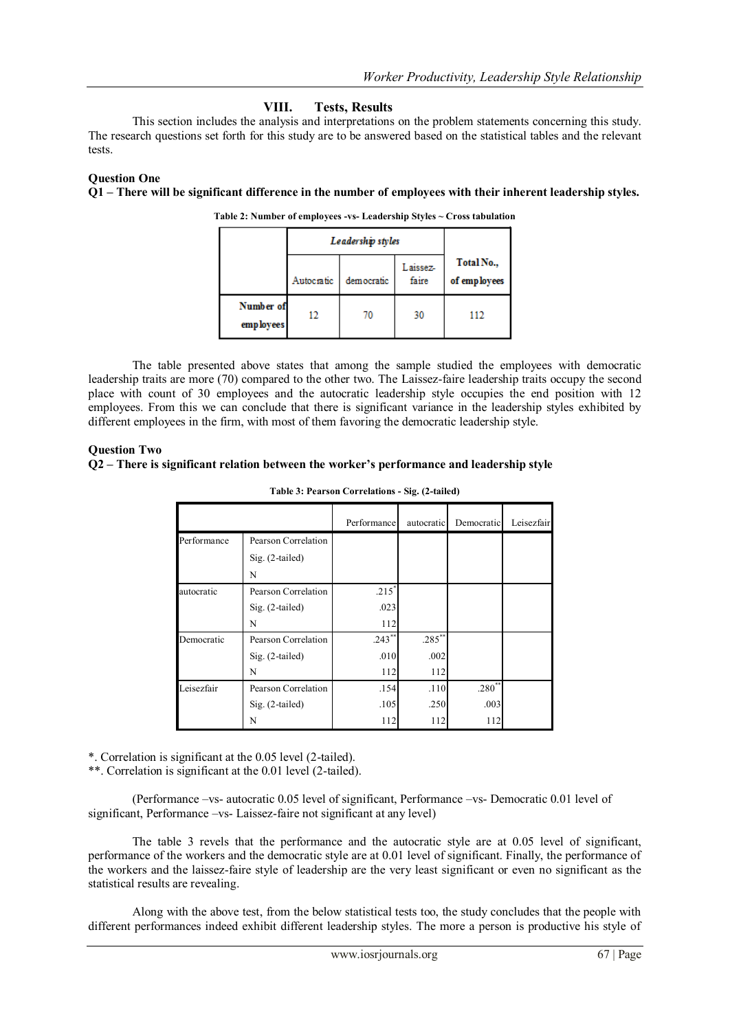## VIII. Tests, Results

This section includes the analysis and interpretations on the problem statements concerning this study. The research questions set forth for this study are to be answered based on the statistical tables and the relevant tests.

**Question One**

**Q1 – There will be significant difference in the number of employees with their inherent leadership styles.**

**Table 2: Number of employees -vs- Leadership Styles ~ Cross tabulation**

| | *Leadership styles* | | | |
|---|---|---|---|---|
| | Autocratic | democratic | Laissez-faire | Total No., of employees |
| **Number of employees** | 12 | 70 | 30 | 112 |

The table presented above states that among the sample studied the employees with democratic leadership traits are more (70) compared to the other two. The Laissez-faire leadership traits occupy the second place with count of 30 employees and the autocratic leadership style occupies the end position with 12 employees. From this we can conclude that there is significant variance in the leadership styles exhibited by different employees in the firm, with most of them favoring the democratic leadership style.

**Question Two**

**Q2 – There is significant relation between the worker's performance and leadership style**

**Table 3: Pearson Correlations - Sig. (2-tailed)**

| | | Performance | autocratic | Democratic | Leisezfair |
|---|---|---|---|---|---|
| Performance | Pearson Correlation | | | | |
| | Sig. (2-tailed) | | | | |
| | N | | | | |
| autocratic | Pearson Correlation | .215* | | | |
| | Sig. (2-tailed) | .023 | | | |
| | N | 112 | | | |
| Democratic | Pearson Correlation | .243** | .285** | | |
| | Sig. (2-tailed) | .010 | .002 | | |
| | N | 112 | 112 | | |
| Leisezfair | Pearson Correlation | .154 | .110 | .280** | |
| | Sig. (2-tailed) | .105 | .250 | .003 | |
| | N | 112 | 112 | 112 | |

*. Correlation is significant at the 0.05 level (2-tailed).

**. Correlation is significant at the 0.01 level (2-tailed).

(Performance –vs- autocratic 0.05 level of significant, Performance –vs- Democratic 0.01 level of significant, Performance –vs- Laissez-faire not significant at any level)

The table 3 revels that the performance and the autocratic style are at 0.05 level of significant, performance of the workers and the democratic style are at 0.01 level of significant. Finally, the performance of the workers and the laissez-faire style of leadership are the very least significant or even no significant as the statistical results are revealing.

Along with the above test, from the below statistical tests too, the study concludes that the people with different performances indeed exhibit different leadership styles. The more a person is productive his style of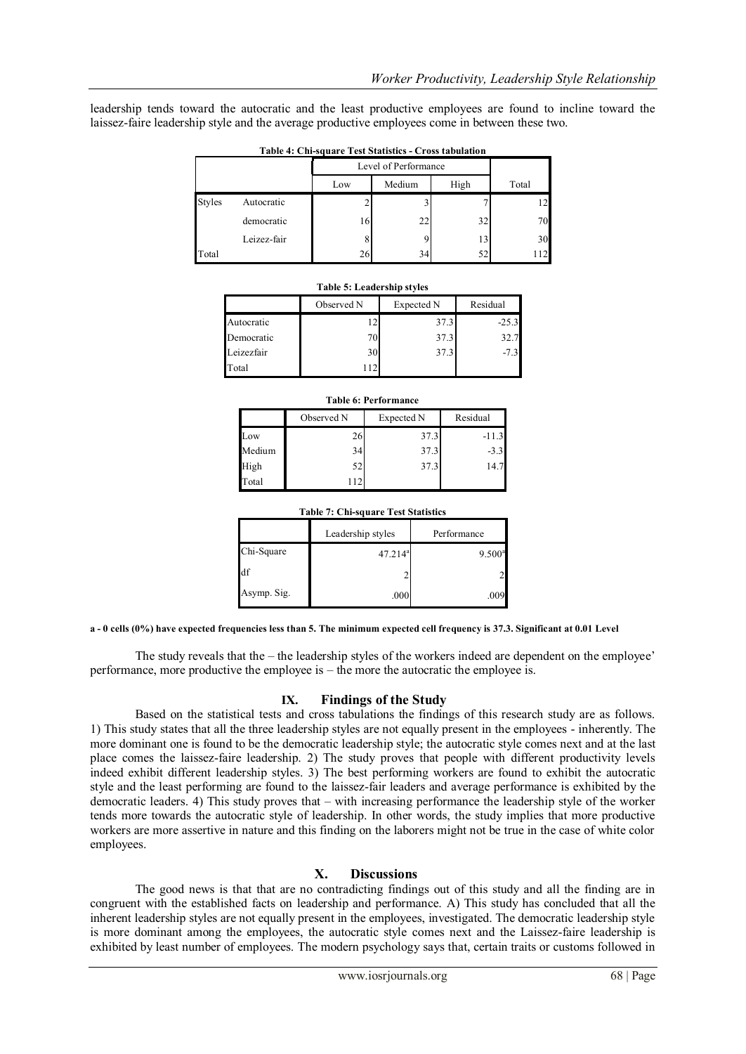leadership tends toward the autocratic and the least productive employees are found to incline toward the laissez-faire leadership style and the average productive employees come in between these two.

**Table 4: Chi-square Test Statistics - Cross tabulation**

| | | Level of Performance | | | Total |
|---|---|---|---|---|---|
| | | Low | Medium | High | |
| Styles | Autocratic | 2 | 3 | 7 | 12 |
| | democratic | 16 | 22 | 32 | 70 |
| | Leizez-fair | 8 | 9 | 13 | 30 |
| Total | | 26 | 34 | 52 | 112 |

**Table 5: Leadership styles**

| | Observed N | Expected N | Residual |
|---|---|---|---|
| Autocratic | 12 | 37.3 | -25.3 |
| Democratic | 70 | 37.3 | 32.7 |
| Leizezfair | 30 | 37.3 | -7.3 |
| Total | 112 | | |

**Table 6: Performance**

| | Observed N | Expected N | Residual |
|---|---|---|---|
| Low | 26 | 37.3 | -11.3 |
| Medium | 34 | 37.3 | -3.3 |
| High | 52 | 37.3 | 14.7 |
| Total | 112 | | |

**Table 7: Chi-square Test Statistics**

| | Leadership styles | Performance |
|---|---|---|
| Chi-Square | 47.214[a] | 9.500[a] |
| df | 2 | 2 |
| Asymp. Sig. | .000 | .009 |

**a - 0 cells (0%) have expected frequencies less than 5. The minimum expected cell frequency is 37.3. Significant at 0.01 Level**

The study reveals that the – the leadership styles of the workers indeed are dependent on the employee' performance, more productive the employee is – the more the autocratic the employee is.

## IX. Findings of the Study

Based on the statistical tests and cross tabulations the findings of this research study are as follows. 1) This study states that all the three leadership styles are not equally present in the employees - inherently. The more dominant one is found to be the democratic leadership style; the autocratic style comes next and at the last place comes the laissez-faire leadership. 2) The study proves that people with different productivity levels indeed exhibit different leadership styles. 3) The best performing workers are found to exhibit the autocratic style and the least performing are found to the laissez-fair leaders and average performance is exhibited by the democratic leaders. 4) This study proves that – with increasing performance the leadership style of the worker tends more towards the autocratic style of leadership. In other words, the study implies that more productive workers are more assertive in nature and this finding on the laborers might not be true in the case of white color employees.

## X. Discussions

The good news is that that are no contradicting findings out of this study and all the finding are in congruent with the established facts on leadership and performance. A) This study has concluded that all the inherent leadership styles are not equally present in the employees, investigated. The democratic leadership style is more dominant among the employees, the autocratic style comes next and the Laissez-faire leadership is exhibited by least number of employees. The modern psychology says that, certain traits or customs followed in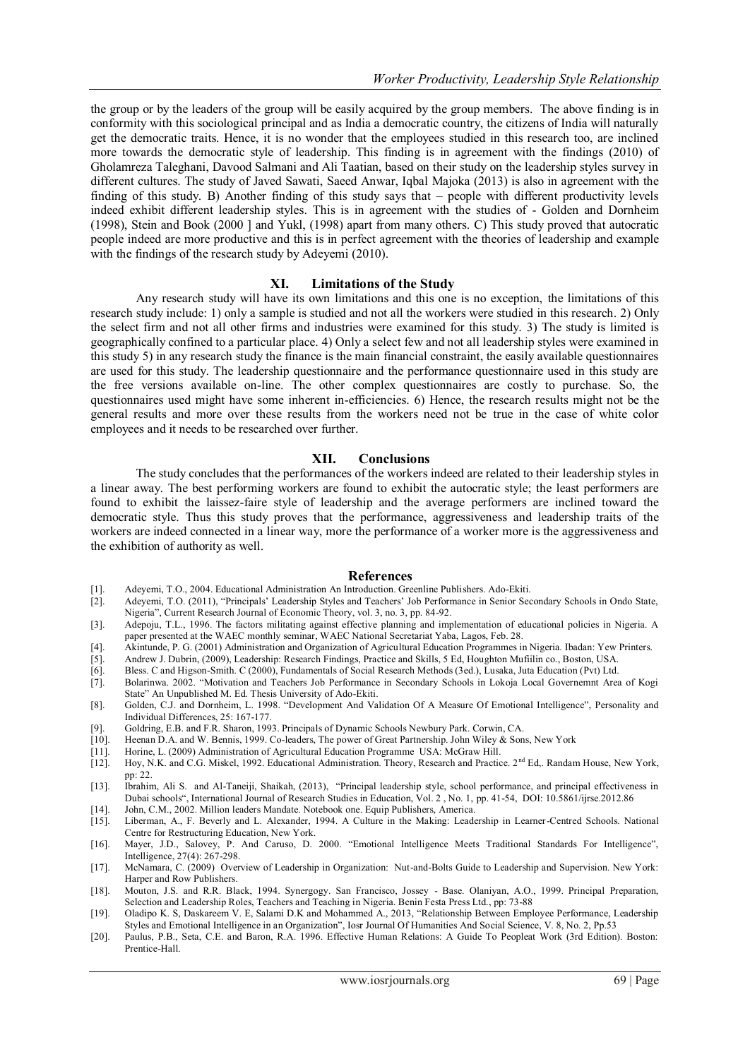the group or by the leaders of the group will be easily acquired by the group members. The above finding is in conformity with this sociological principal and as India a democratic country, the citizens of India will naturally get the democratic traits. Hence, it is no wonder that the employees studied in this research too, are inclined more towards the democratic style of leadership. This finding is in agreement with the findings (2010) of Gholamreza Taleghani, Davood Salmani and Ali Taatian, based on their study on the leadership styles survey in different cultures. The study of Javed Sawati, Saeed Anwar, Iqbal Majoka (2013) is also in agreement with the finding of this study. B) Another finding of this study says that – people with different productivity levels indeed exhibit different leadership styles. This is in agreement with the studies of - Golden and Dornheim (1998), Stein and Book (2000 ] and Yukl, (1998) apart from many others. C) This study proved that autocratic people indeed are more productive and this is in perfect agreement with the theories of leadership and example with the findings of the research study by Adeyemi (2010).

## XI. Limitations of the Study

Any research study will have its own limitations and this one is no exception, the limitations of this research study include: 1) only a sample is studied and not all the workers were studied in this research. 2) Only the select firm and not all other firms and industries were examined for this study. 3) The study is limited is geographically confined to a particular place. 4) Only a select few and not all leadership styles were examined in this study 5) in any research study the finance is the main financial constraint, the easily available questionnaires are used for this study. The leadership questionnaire and the performance questionnaire used in this study are the free versions available on-line. The other complex questionnaires are costly to purchase. So, the questionnaires used might have some inherent in-efficiencies. 6) Hence, the research results might not be the general results and more over these results from the workers need not be true in the case of white color employees and it needs to be researched over further.

## XII. Conclusions

The study concludes that the performances of the workers indeed are related to their leadership styles in a linear away. The best performing workers are found to exhibit the autocratic style; the least performers are found to exhibit the laissez-faire style of leadership and the average performers are inclined toward the democratic style. Thus this study proves that the performance, aggressiveness and leadership traits of the workers are indeed connected in a linear way, more the performance of a worker more is the aggressiveness and the exhibition of authority as well.

## References

[1]. Adeyemi, T.O., 2004. Educational Administration An Introduction. Greenline Publishers. Ado-Ekiti.

[2]. Adeyemi, T.O. (2011), "Principals' Leadership Styles and Teachers' Job Performance in Senior Secondary Schools in Ondo State, Nigeria", Current Research Journal of Economic Theory, vol. 3, no. 3, pp. 84-92.

[3]. Adepoju, T.L., 1996. The factors militating against effective planning and implementation of educational policies in Nigeria. A paper presented at the WAEC monthly seminar, WAEC National Secretariat Yaba, Lagos, Feb. 28.

[4]. Akintunde, P. G. (2001) Administration and Organization of Agricultural Education Programmes in Nigeria. Ibadan: Yew Printers.

[5]. Andrew J. Dubrin, (2009), Leadership: Research Findings, Practice and Skills, 5 Ed, Houghton Mufiilin co., Boston, USA.

[6]. Bless. C and Higson-Smith. C (2000), Fundamentals of Social Research Methods (3ed.), Lusaka, Juta Education (Pvt) Ltd.

[7]. Bolarinwa. 2002. "Motivation and Teachers Job Performance in Secondary Schools in Lokoja Local Governemnt Area of Kogi State" An Unpublished M. Ed. Thesis University of Ado-Ekiti.

[8]. Golden, C.J. and Dornheim, L. 1998. "Development And Validation Of A Measure Of Emotional Intelligence", Personality and Individual Differences, 25: 167-177.

[9]. Goldring, E.B. and F.R. Sharon, 1993. Principals of Dynamic Schools Newbury Park. Corwin, CA.

[10]. Heenan D.A. and W. Bennis, 1999. Co-leaders, The power of Great Partnership. John Wiley & Sons, New York

[11]. Horine, L. (2009) Administration of Agricultural Education Programme USA: McGraw Hill.

[12]. Hoy, N.K. and C.G. Miskel, 1992. Educational Administration. Theory, Research and Practice. 2nd Ed,. Randam House, New York, pp: 22.

[13]. Ibrahim, Ali S. and Al-Taneiji, Shaikah, (2013), "Principal leadership style, school performance, and principal effectiveness in Dubai schools", International Journal of Research Studies in Education, Vol. 2 , No. 1, pp. 41-54, DOI: 10.5861/ijrse.2012.86

[14]. John, C.M., 2002. Million leaders Mandate. Notebook one. Equip Publishers, America.

[15]. Liberman, A., F. Beverly and L. Alexander, 1994. A Culture in the Making: Leadership in Learner-Centred Schools. National Centre for Restructuring Education, New York.

[16]. Mayer, J.D., Salovey, P. And Caruso, D. 2000. "Emotional Intelligence Meets Traditional Standards For Intelligence", Intelligence, 27(4): 267-298.

[17]. McNamara, C. (2009) Overview of Leadership in Organization: Nut-and-Bolts Guide to Leadership and Supervision. New York: Harper and Row Publishers.

[18]. Mouton, J.S. and R.R. Black, 1994. Synergogy. San Francisco, Jossey - Base. Olaniyan, A.O., 1999. Principal Preparation, Selection and Leadership Roles, Teachers and Teaching in Nigeria. Benin Festa Press Ltd., pp: 73-88

[19]. Oladipo K. S, Daskareem V. E, Salami D.K and Mohammed A., 2013, "Relationship Between Employee Performance, Leadership Styles and Emotional Intelligence in an Organization", Iosr Journal Of Humanities And Social Science, V. 8, No. 2, Pp.53

[20]. Paulus, P.B., Seta, C.E. and Baron, R.A. 1996. Effective Human Relations: A Guide To Peopleat Work (3rd Edition). Boston: Prentice-Hall.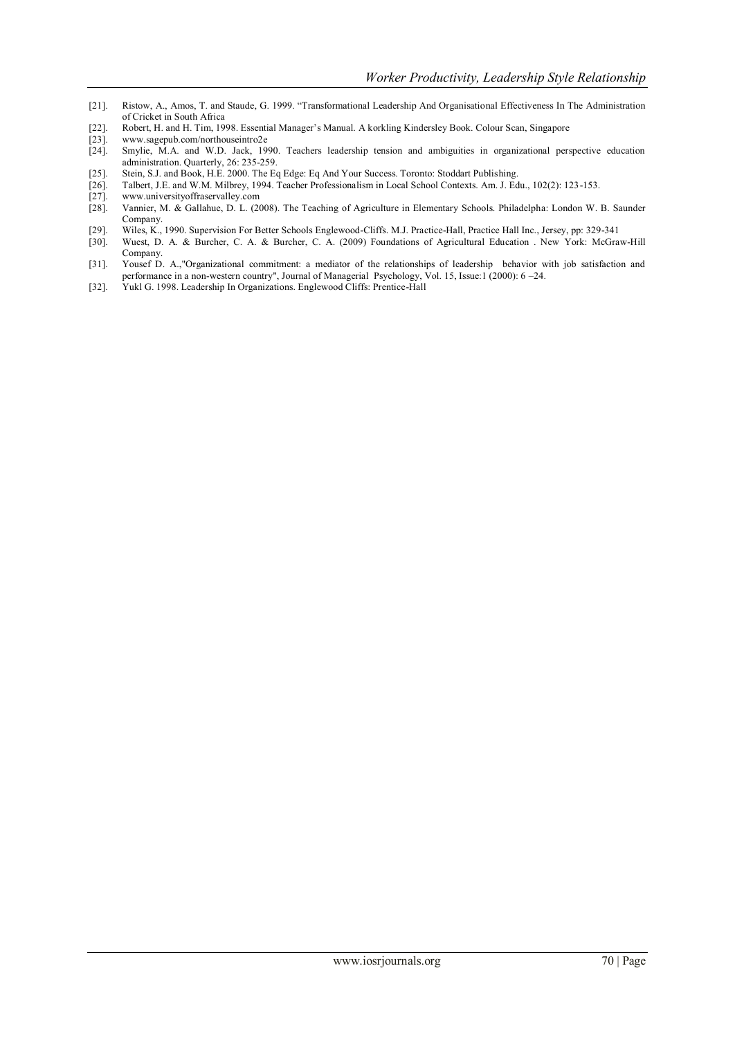[21]. Ristow, A., Amos, T. and Staude, G. 1999. "Transformational Leadership And Organisational Effectiveness In The Administration of Cricket in South Africa

[22]. Robert, H. and H. Tim, 1998. Essential Manager's Manual. A korkling Kindersley Book. Colour Scan, Singapore

[23]. www.sagepub.com/northouseintro2e

[24]. Smylie, M.A. and W.D. Jack, 1990. Teachers leadership tension and ambiguities in organizational perspective education administration. Quarterly, 26: 235-259.

[25]. Stein, S.J. and Book, H.E. 2000. The Eq Edge: Eq And Your Success. Toronto: Stoddart Publishing.

[26]. Talbert, J.E. and W.M. Milbrey, 1994. Teacher Professionalism in Local School Contexts. Am. J. Edu., 102(2): 123-153.

[27]. www.universityoffraservalley.com

[28]. Vannier, M. & Gallahue, D. L. (2008). The Teaching of Agriculture in Elementary Schools. Philadelpha: London W. B. Saunder Company.

[29]. Wiles, K., 1990. Supervision For Better Schools Englewood-Cliffs. M.J. Practice-Hall, Practice Hall Inc., Jersey, pp: 329-341

[30]. Wuest, D. A. & Burcher, C. A. & Burcher, C. A. (2009) Foundations of Agricultural Education . New York: McGraw-Hill Company.

[31]. Yousef D. A.,"Organizational commitment: a mediator of the relationships of leadership behavior with job satisfaction and performance in a non-western country", Journal of Managerial Psychology, Vol. 15, Issue:1 (2000): 6 –24.

[32]. Yukl G. 1998. Leadership In Organizations. Englewood Cliffs: Prentice-Hall